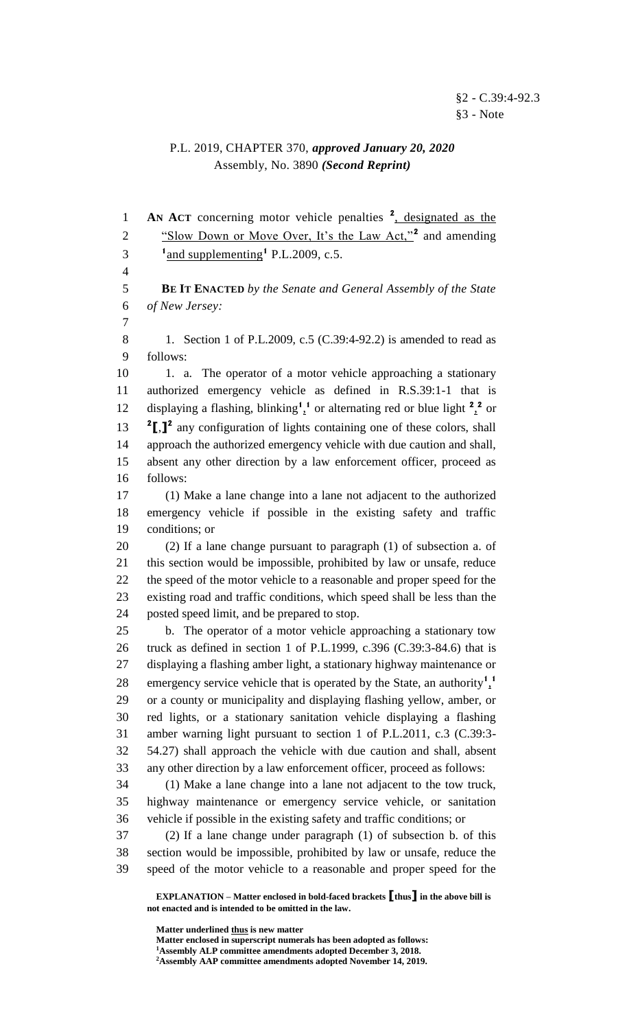§2 - C.39:4-92.3
§3 - Note

P.L. 2019, CHAPTER 370, ***approved January 20, 2020***
Assembly, No. 3890 ***(Second Reprint)***

**AN ACT** concerning motor vehicle penalties [2], designated as the "Slow Down or Move Over, It's the Law Act,"[2] and amending [1]and supplementing[1] P.L.2009, c.5.

**BE IT ENACTED** *by the Senate and General Assembly of the State of New Jersey:*

1. Section 1 of P.L.2009, c.5 (C.39:4-92.2) is amended to read as follows:

1. a. The operator of a motor vehicle approaching a stationary authorized emergency vehicle as defined in R.S.39:1-1 that is displaying a flashing, blinking[1],[1] or alternating red or blue light [2],[2] or [2]**[**,**]**[2] any configuration of lights containing one of these colors, shall approach the authorized emergency vehicle with due caution and shall, absent any other direction by a law enforcement officer, proceed as follows:

(1) Make a lane change into a lane not adjacent to the authorized emergency vehicle if possible in the existing safety and traffic conditions; or

(2) If a lane change pursuant to paragraph (1) of subsection a. of this section would be impossible, prohibited by law or unsafe, reduce the speed of the motor vehicle to a reasonable and proper speed for the existing road and traffic conditions, which speed shall be less than the posted speed limit, and be prepared to stop.

b. The operator of a motor vehicle approaching a stationary tow truck as defined in section 1 of P.L.1999, c.396 (C.39:3-84.6) that is displaying a flashing amber light, a stationary highway maintenance or emergency service vehicle that is operated by the State, an authority[1],[1] or a county or municipality and displaying flashing yellow, amber, or red lights, or a stationary sanitation vehicle displaying a flashing amber warning light pursuant to section 1 of P.L.2011, c.3 (C.39:3-54.27) shall approach the vehicle with due caution and shall, absent any other direction by a law enforcement officer, proceed as follows:

(1) Make a lane change into a lane not adjacent to the tow truck, highway maintenance or emergency service vehicle, or sanitation vehicle if possible in the existing safety and traffic conditions; or

(2) If a lane change under paragraph (1) of subsection b. of this section would be impossible, prohibited by law or unsafe, reduce the speed of the motor vehicle to a reasonable and proper speed for the

**EXPLANATION – Matter enclosed in bold-faced brackets [thus] in the above bill is not enacted and is intended to be omitted in the law.**

**Matter underlined thus is new matter**
**Matter enclosed in superscript numerals has been adopted as follows:**
[1]**Assembly ALP committee amendments adopted December 3, 2018.**
[2]**Assembly AAP committee amendments adopted November 14, 2019.**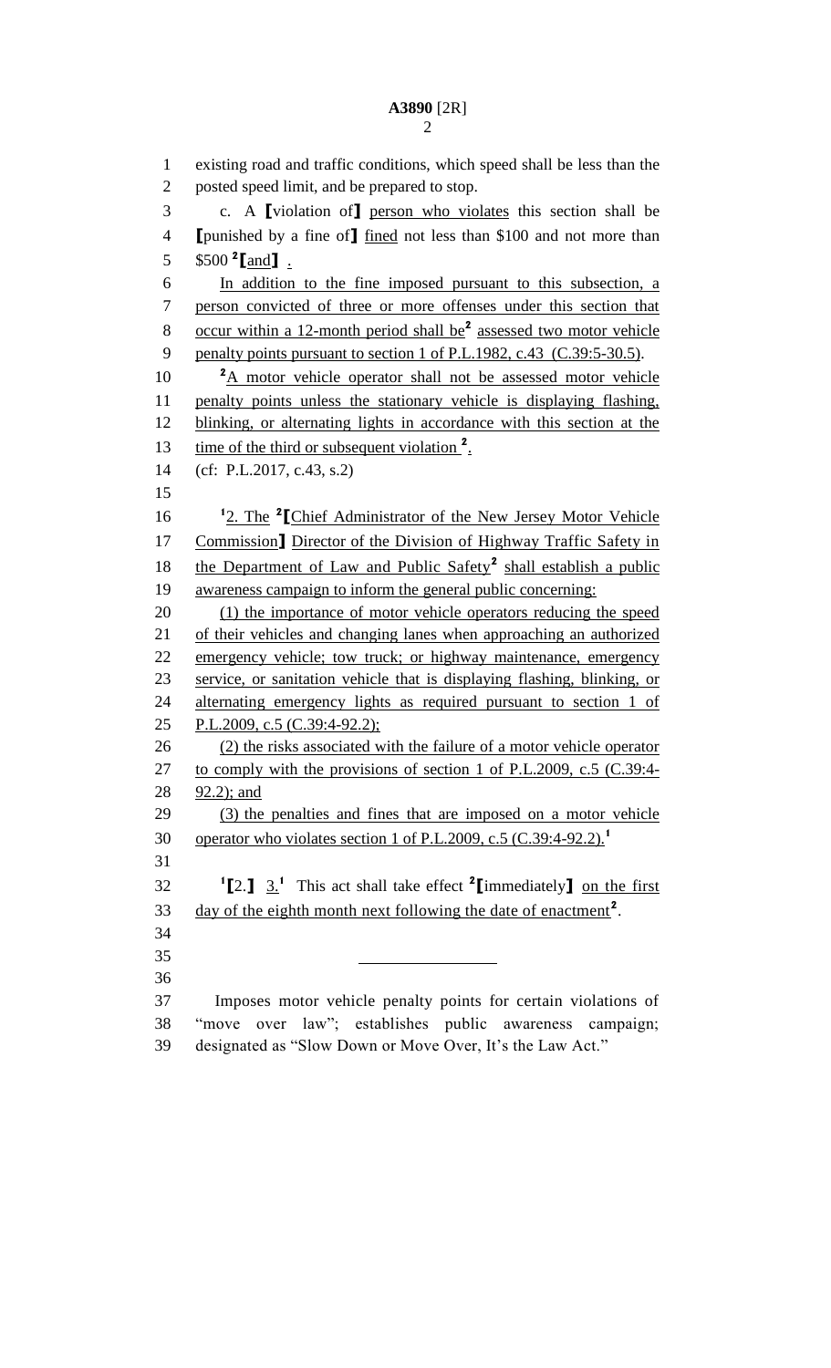existing road and traffic conditions, which speed shall be less than the posted speed limit, and be prepared to stop.

c. A ⟦violation of⟧ person who violates this section shall be ⟦punished by a fine of⟧ fined not less than $100 and not more than $500 [2]⟦and⟧ .

In addition to the fine imposed pursuant to this subsection, a person convicted of three or more offenses under this section that occur within a 12-month period shall be[2] assessed two motor vehicle penalty points pursuant to section 1 of P.L.1982, c.43 (C.39:5-30.5).

[2]A motor vehicle operator shall not be assessed motor vehicle penalty points unless the stationary vehicle is displaying flashing, blinking, or alternating lights in accordance with this section at the time of the third or subsequent violation [2].

(cf: P.L.2017, c.43, s.2)

[1]2. The [2]⟦Chief Administrator of the New Jersey Motor Vehicle Commission⟧ Director of the Division of Highway Traffic Safety in the Department of Law and Public Safety[2] shall establish a public awareness campaign to inform the general public concerning:

(1) the importance of motor vehicle operators reducing the speed of their vehicles and changing lanes when approaching an authorized emergency vehicle; tow truck; or highway maintenance, emergency service, or sanitation vehicle that is displaying flashing, blinking, or alternating emergency lights as required pursuant to section 1 of P.L.2009, c.5 (C.39:4-92.2);

(2) the risks associated with the failure of a motor vehicle operator to comply with the provisions of section 1 of P.L.2009, c.5 (C.39:4-92.2); and

(3) the penalties and fines that are imposed on a motor vehicle operator who violates section 1 of P.L.2009, c.5 (C.39:4-92.2).[1]

[1]⟦2.⟧ 3.[1] This act shall take effect [2]⟦immediately⟧ on the first day of the eighth month next following the date of enactment[2].

---

Imposes motor vehicle penalty points for certain violations of "move over law"; establishes public awareness campaign; designated as "Slow Down or Move Over, It's the Law Act."